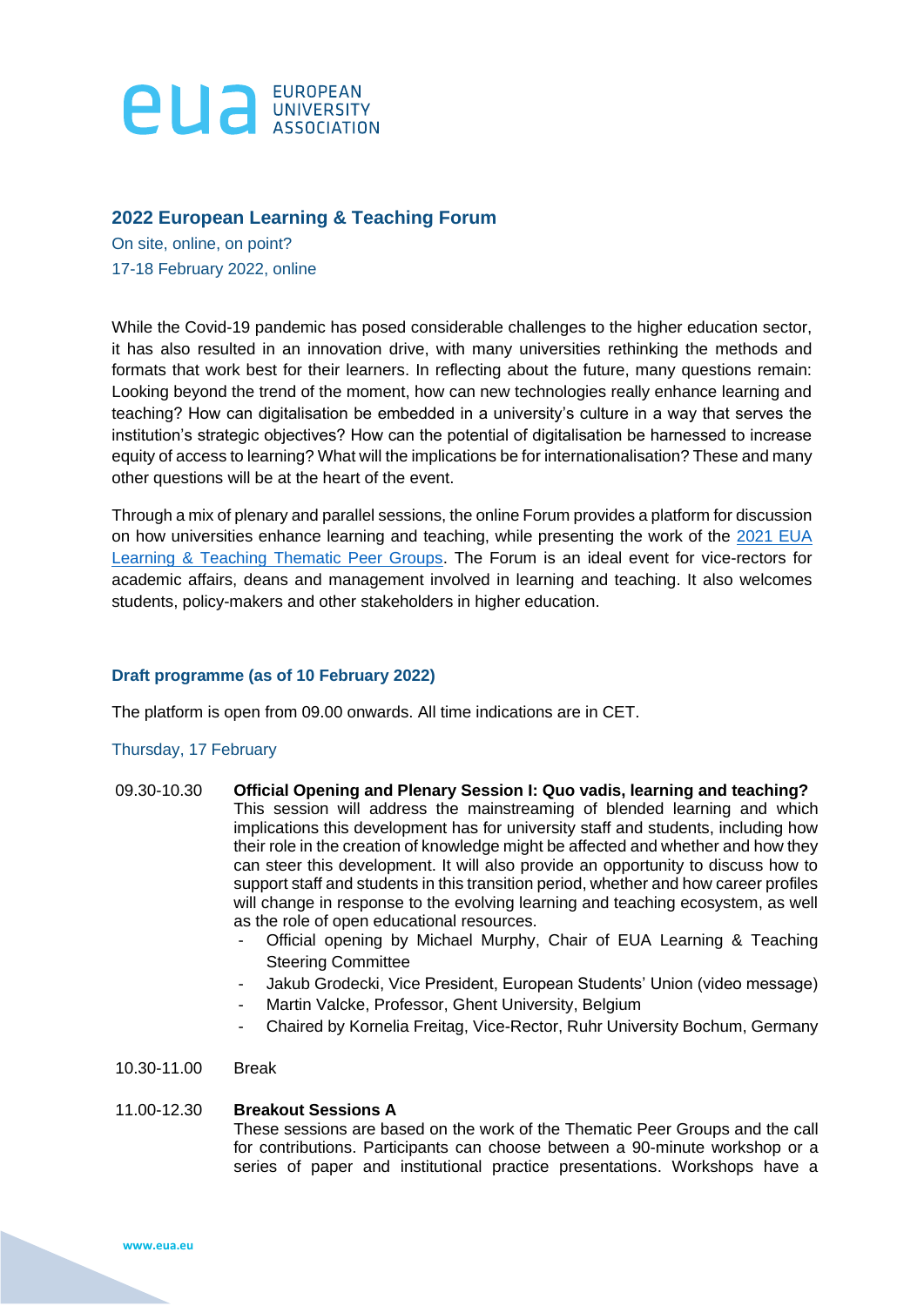EUROPEAN UNIVERSITY ASSOCIATION

## 2022 European Learning & Teaching Forum

On site, online, on point?

17-18 February 2022, online

While the Covid-19 pandemic has posed considerable challenges to the higher education sector, it has also resulted in an innovation drive, with many universities rethinking the methods and formats that work best for their learners. In reflecting about the future, many questions remain: Looking beyond the trend of the moment, how can new technologies really enhance learning and teaching? How can digitalisation be embedded in a university's culture in a way that serves the institution's strategic objectives? How can the potential of digitalisation be harnessed to increase equity of access to learning? What will the implications be for internationalisation? These and many other questions will be at the heart of the event.

Through a mix of plenary and parallel sessions, the online Forum provides a platform for discussion on how universities enhance learning and teaching, while presenting the work of the 2021 EUA Learning & Teaching Thematic Peer Groups. The Forum is an ideal event for vice-rectors for academic affairs, deans and management involved in learning and teaching. It also welcomes students, policy-makers and other stakeholders in higher education.

### Draft programme (as of 10 February 2022)

The platform is open from 09.00 onwards. All time indications are in CET.

#### Thursday, 17 February

09.30-10.30 **Official Opening and Plenary Session I: Quo vadis, learning and teaching?**

This session will address the mainstreaming of blended learning and which implications this development has for university staff and students, including how their role in the creation of knowledge might be affected and whether and how they can steer this development. It will also provide an opportunity to discuss how to support staff and students in this transition period, whether and how career profiles will change in response to the evolving learning and teaching ecosystem, as well as the role of open educational resources.

- Official opening by Michael Murphy, Chair of EUA Learning & Teaching Steering Committee
- Jakub Grodecki, Vice President, European Students' Union (video message)
- Martin Valcke, Professor, Ghent University, Belgium
- Chaired by Kornelia Freitag, Vice-Rector, Ruhr University Bochum, Germany

10.30-11.00 Break

11.00-12.30 **Breakout Sessions A**

These sessions are based on the work of the Thematic Peer Groups and the call for contributions. Participants can choose between a 90-minute workshop or a series of paper and institutional practice presentations. Workshops have a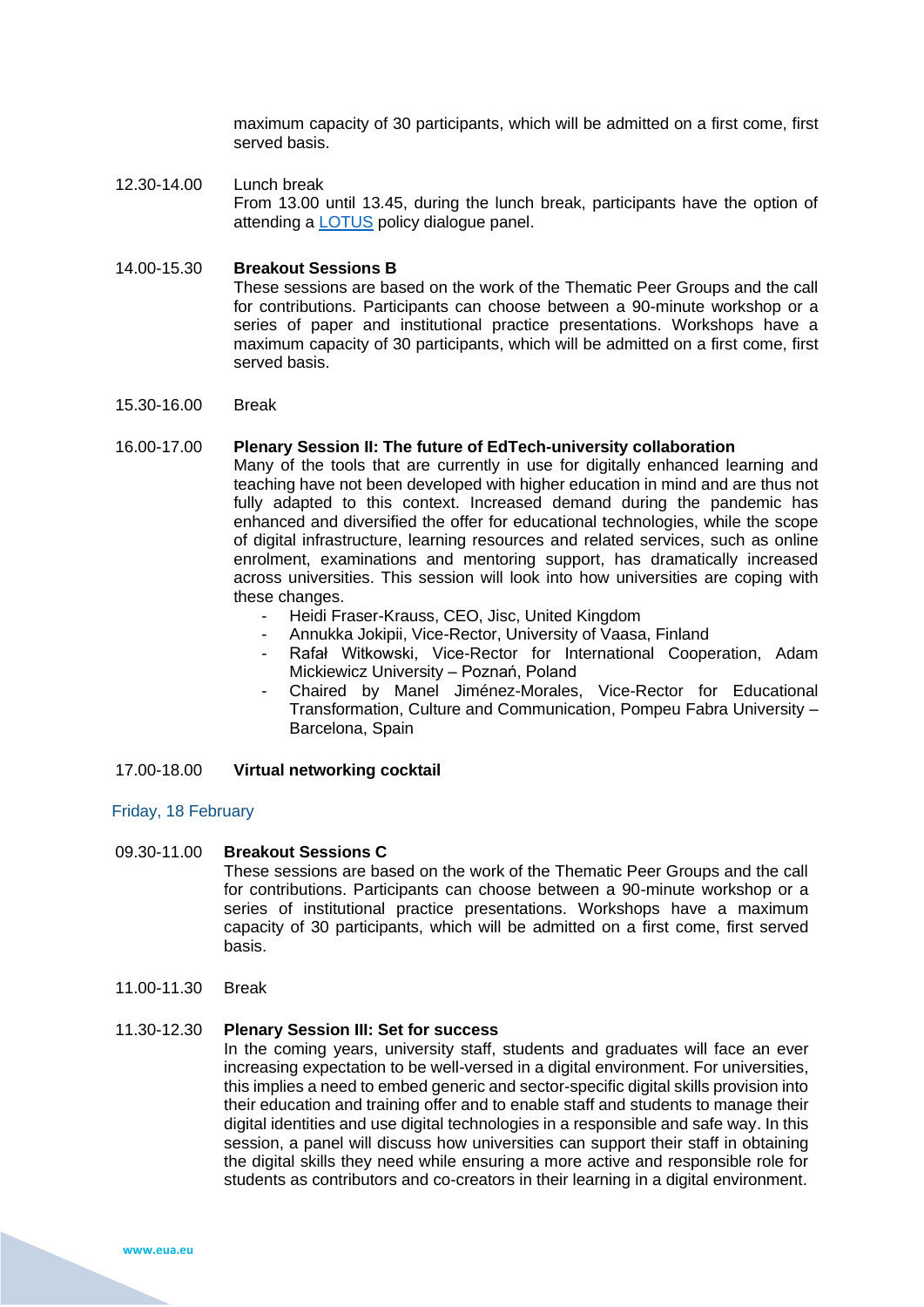maximum capacity of 30 participants, which will be admitted on a first come, first served basis.

12.30-14.00 Lunch break
From 13.00 until 13.45, during the lunch break, participants have the option of attending a LOTUS policy dialogue panel.

14.00-15.30 **Breakout Sessions B**
These sessions are based on the work of the Thematic Peer Groups and the call for contributions. Participants can choose between a 90-minute workshop or a series of paper and institutional practice presentations. Workshops have a maximum capacity of 30 participants, which will be admitted on a first come, first served basis.

15.30-16.00 Break

16.00-17.00 **Plenary Session II: The future of EdTech-university collaboration**
Many of the tools that are currently in use for digitally enhanced learning and teaching have not been developed with higher education in mind and are thus not fully adapted to this context. Increased demand during the pandemic has enhanced and diversified the offer for educational technologies, while the scope of digital infrastructure, learning resources and related services, such as online enrolment, examinations and mentoring support, has dramatically increased across universities. This session will look into how universities are coping with these changes.

- Heidi Fraser-Krauss, CEO, Jisc, United Kingdom
- Annukka Jokipii, Vice-Rector, University of Vaasa, Finland
- Rafał Witkowski, Vice-Rector for International Cooperation, Adam Mickiewicz University – Poznań, Poland
- Chaired by Manel Jiménez-Morales, Vice-Rector for Educational Transformation, Culture and Communication, Pompeu Fabra University – Barcelona, Spain

17.00-18.00 **Virtual networking cocktail**

## Friday, 18 February

09.30-11.00 **Breakout Sessions C**
These sessions are based on the work of the Thematic Peer Groups and the call for contributions. Participants can choose between a 90-minute workshop or a series of institutional practice presentations. Workshops have a maximum capacity of 30 participants, which will be admitted on a first come, first served basis.

11.00-11.30 Break

11.30-12.30 **Plenary Session III: Set for success**
In the coming years, university staff, students and graduates will face an ever increasing expectation to be well-versed in a digital environment. For universities, this implies a need to embed generic and sector-specific digital skills provision into their education and training offer and to enable staff and students to manage their digital identities and use digital technologies in a responsible and safe way. In this session, a panel will discuss how universities can support their staff in obtaining the digital skills they need while ensuring a more active and responsible role for students as contributors and co-creators in their learning in a digital environment.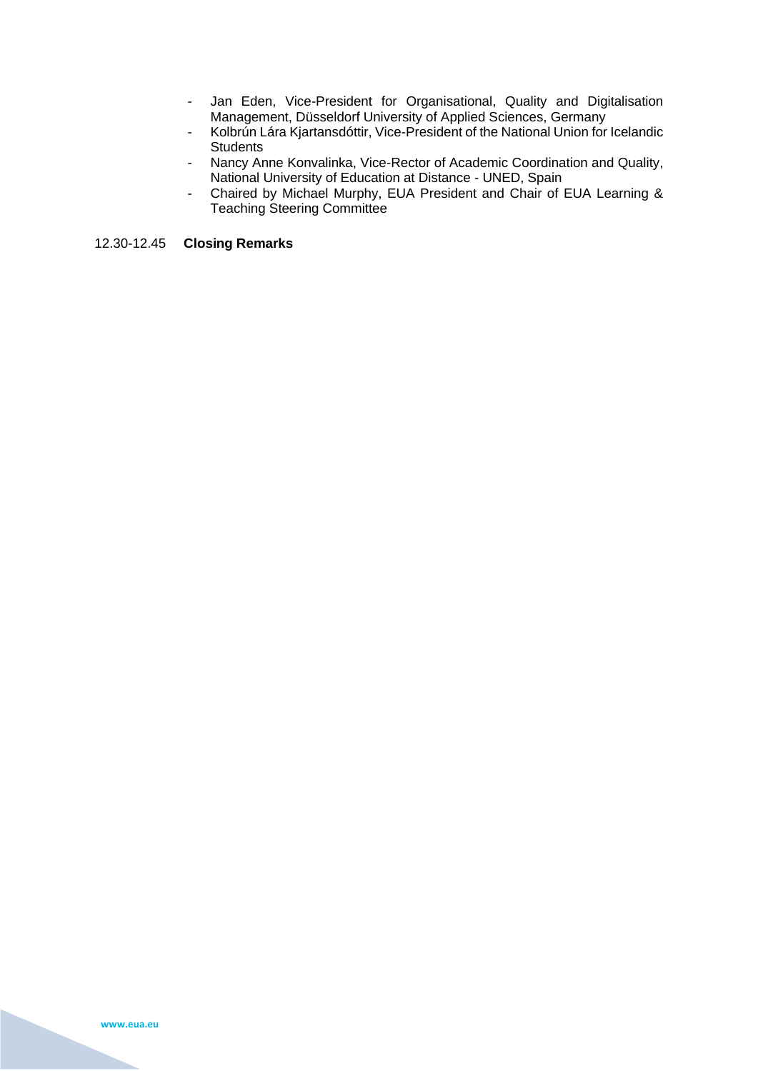- Jan Eden, Vice-President for Organisational, Quality and Digitalisation Management, Düsseldorf University of Applied Sciences, Germany
- Kolbrún Lára Kjartansdóttir, Vice-President of the National Union for Icelandic Students
- Nancy Anne Konvalinka, Vice-Rector of Academic Coordination and Quality, National University of Education at Distance - UNED, Spain
- Chaired by Michael Murphy, EUA President and Chair of EUA Learning & Teaching Steering Committee

12.30-12.45 **Closing Remarks**